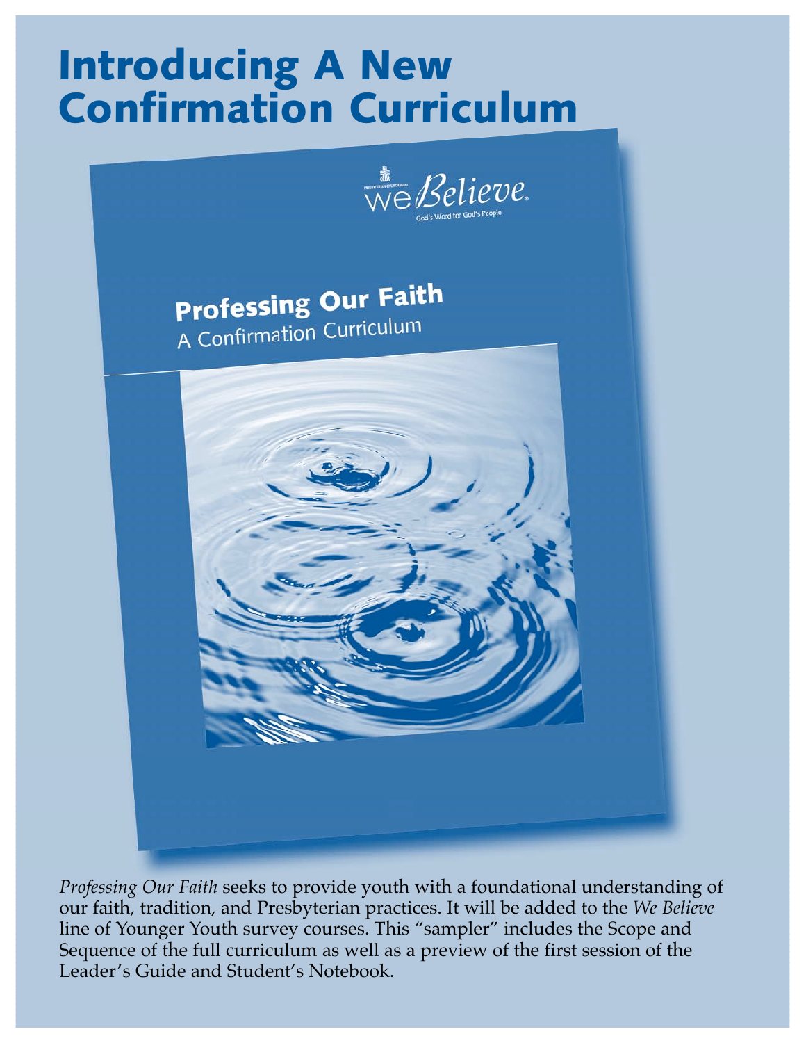# Introducing A New Confirmation Curriculum

We Believe®
God's Word for God's People

## Professing Our Faith

A Confirmation Curriculum

*Professing Our Faith* seeks to provide youth with a foundational understanding of our faith, tradition, and Presbyterian practices. It will be added to the *We Believe* line of Younger Youth survey courses. This "sampler" includes the Scope and Sequence of the full curriculum as well as a preview of the first session of the Leader's Guide and Student's Notebook.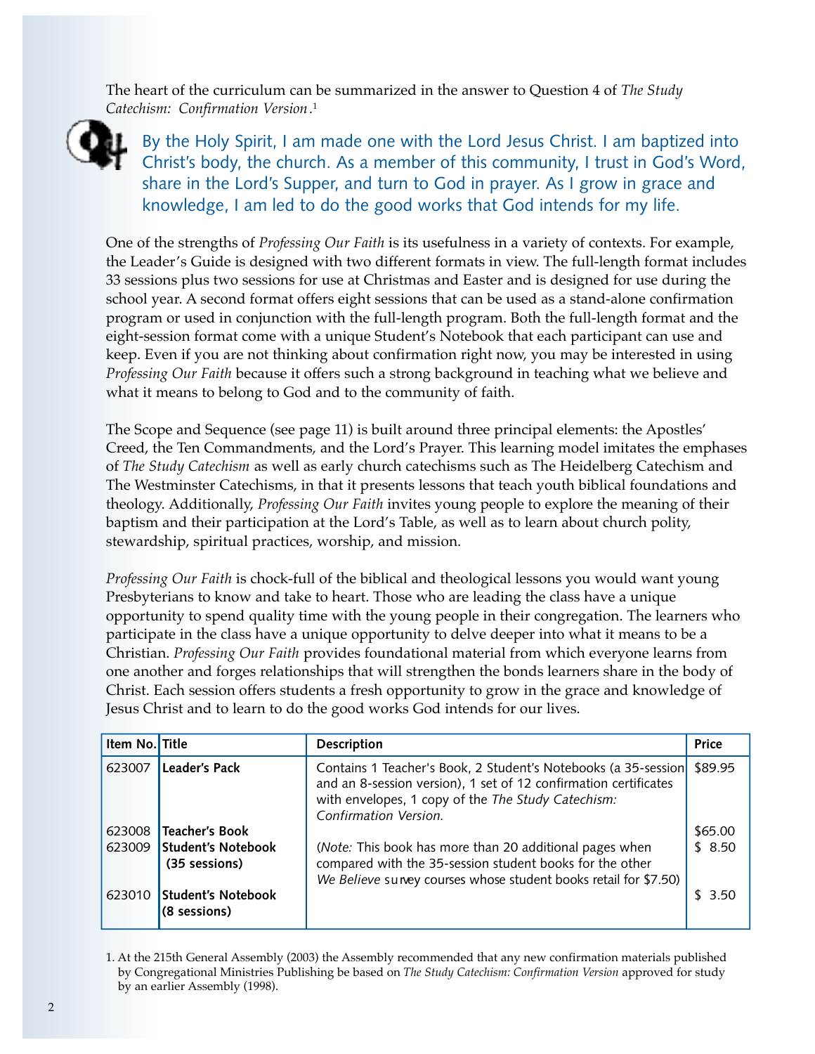The heart of the curriculum can be summarized in the answer to Question 4 of *The Study Catechism: Confirmation Version*.[1]

By the Holy Spirit, I am made one with the Lord Jesus Christ. I am baptized into Christ's body, the church. As a member of this community, I trust in God's Word, share in the Lord's Supper, and turn to God in prayer. As I grow in grace and knowledge, I am led to do the good works that God intends for my life.

One of the strengths of *Professing Our Faith* is its usefulness in a variety of contexts. For example, the Leader's Guide is designed with two different formats in view. The full-length format includes 33 sessions plus two sessions for use at Christmas and Easter and is designed for use during the school year. A second format offers eight sessions that can be used as a stand-alone confirmation program or used in conjunction with the full-length program. Both the full-length format and the eight-session format come with a unique Student's Notebook that each participant can use and keep. Even if you are not thinking about confirmation right now, you may be interested in using *Professing Our Faith* because it offers such a strong background in teaching what we believe and what it means to belong to God and to the community of faith.

The Scope and Sequence (see page 11) is built around three principal elements: the Apostles' Creed, the Ten Commandments, and the Lord's Prayer. This learning model imitates the emphases of *The Study Catechism* as well as early church catechisms such as The Heidelberg Catechism and The Westminster Catechisms, in that it presents lessons that teach youth biblical foundations and theology. Additionally, *Professing Our Faith* invites young people to explore the meaning of their baptism and their participation at the Lord's Table, as well as to learn about church polity, stewardship, spiritual practices, worship, and mission.

*Professing Our Faith* is chock-full of the biblical and theological lessons you would want young Presbyterians to know and take to heart. Those who are leading the class have a unique opportunity to spend quality time with the young people in their congregation. The learners who participate in the class have a unique opportunity to delve deeper into what it means to be a Christian. *Professing Our Faith* provides foundational material from which everyone learns from one another and forges relationships that will strengthen the bonds learners share in the body of Christ. Each session offers students a fresh opportunity to grow in the grace and knowledge of Jesus Christ and to learn to do the good works God intends for our lives.

| Item No. | Title | Description | Price |
|---|---|---|---|
| 623007 | **Leader's Pack** | Contains 1 Teacher's Book, 2 Student's Notebooks (a 35-session and an 8-session version), 1 set of 12 confirmation certificates with envelopes, 1 copy of the *The Study Catechism: Confirmation Version.* | $89.95 |
| 623008 | **Teacher's Book** | | $65.00 |
| 623009 | **Student's Notebook (35 sessions)** | (*Note:* This book has more than 20 additional pages when compared with the 35-session student books for the other *We Believe* survey courses whose student books retail for $7.50) | $ 8.50 |
| 623010 | **Student's Notebook (8 sessions)** | | $ 3.50 |

1. At the 215th General Assembly (2003) the Assembly recommended that any new confirmation materials published by Congregational Ministries Publishing be based on *The Study Catechism: Confirmation Version* approved for study by an earlier Assembly (1998).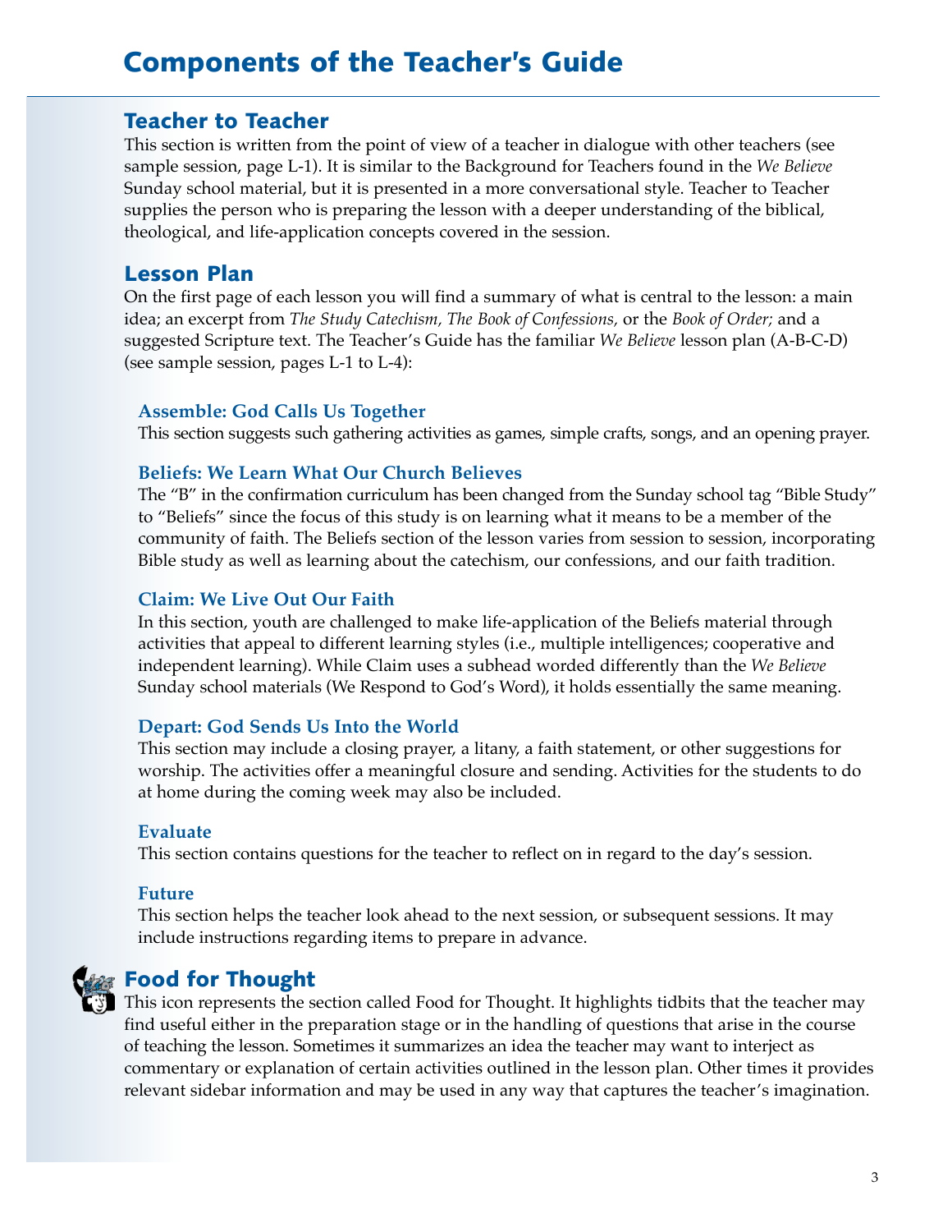# Components of the Teacher's Guide

## Teacher to Teacher

This section is written from the point of view of a teacher in dialogue with other teachers (see sample session, page L-1). It is similar to the Background for Teachers found in the *We Believe* Sunday school material, but it is presented in a more conversational style. Teacher to Teacher supplies the person who is preparing the lesson with a deeper understanding of the biblical, theological, and life-application concepts covered in the session.

## Lesson Plan

On the first page of each lesson you will find a summary of what is central to the lesson: a main idea; an excerpt from *The Study Catechism, The Book of Confessions,* or the *Book of Order;* and a suggested Scripture text. The Teacher's Guide has the familiar *We Believe* lesson plan (A-B-C-D) (see sample session, pages L-1 to L-4):

### Assemble: God Calls Us Together

This section suggests such gathering activities as games, simple crafts, songs, and an opening prayer.

### Beliefs: We Learn What Our Church Believes

The "B" in the confirmation curriculum has been changed from the Sunday school tag "Bible Study" to "Beliefs" since the focus of this study is on learning what it means to be a member of the community of faith. The Beliefs section of the lesson varies from session to session, incorporating Bible study as well as learning about the catechism, our confessions, and our faith tradition.

### Claim: We Live Out Our Faith

In this section, youth are challenged to make life-application of the Beliefs material through activities that appeal to different learning styles (i.e., multiple intelligences; cooperative and independent learning). While Claim uses a subhead worded differently than the *We Believe* Sunday school materials (We Respond to God's Word), it holds essentially the same meaning.

### Depart: God Sends Us Into the World

This section may include a closing prayer, a litany, a faith statement, or other suggestions for worship. The activities offer a meaningful closure and sending. Activities for the students to do at home during the coming week may also be included.

### Evaluate

This section contains questions for the teacher to reflect on in regard to the day's session.

### Future

This section helps the teacher look ahead to the next session, or subsequent sessions. It may include instructions regarding items to prepare in advance.

## Food for Thought

This icon represents the section called Food for Thought. It highlights tidbits that the teacher may find useful either in the preparation stage or in the handling of questions that arise in the course of teaching the lesson. Sometimes it summarizes an idea the teacher may want to interject as commentary or explanation of certain activities outlined in the lesson plan. Other times it provides relevant sidebar information and may be used in any way that captures the teacher's imagination.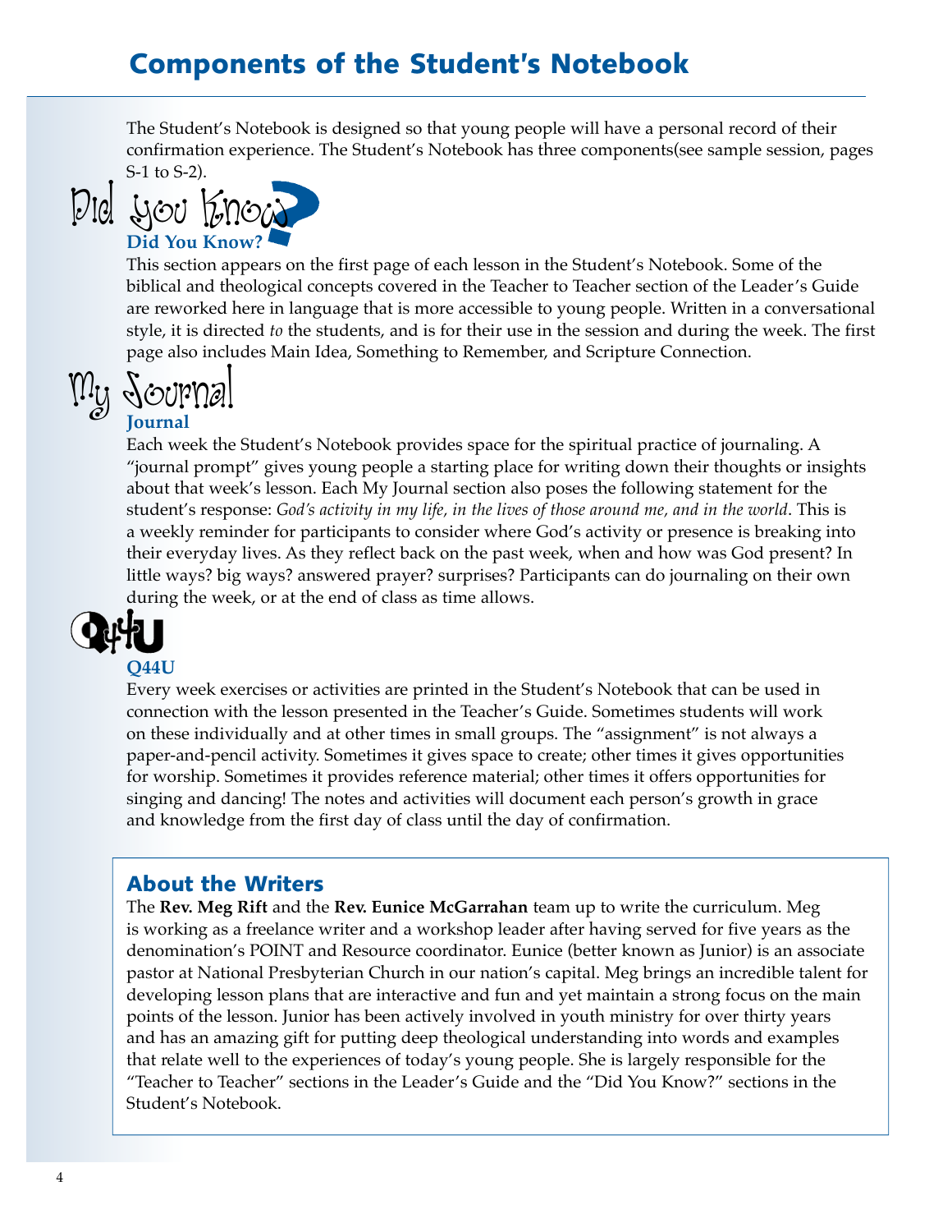# Components of the Student's Notebook

The Student's Notebook is designed so that young people will have a personal record of their confirmation experience. The Student's Notebook has three components(see sample session, pages S-1 to S-2).

Did you Know?

### Did You Know?

This section appears on the first page of each lesson in the Student's Notebook. Some of the biblical and theological concepts covered in the Teacher to Teacher section of the Leader's Guide are reworked here in language that is more accessible to young people. Written in a conversational style, it is directed *to* the students, and is for their use in the session and during the week. The first page also includes Main Idea, Something to Remember, and Scripture Connection.

My Journal

### Journal

Each week the Student's Notebook provides space for the spiritual practice of journaling. A "journal prompt" gives young people a starting place for writing down their thoughts or insights about that week's lesson. Each My Journal section also poses the following statement for the student's response: *God's activity in my life, in the lives of those around me, and in the world*. This is a weekly reminder for participants to consider where God's activity or presence is breaking into their everyday lives. As they reflect back on the past week, when and how was God present? In little ways? big ways? answered prayer? surprises? Participants can do journaling on their own during the week, or at the end of class as time allows.

Q44U

### Q44U

Every week exercises or activities are printed in the Student's Notebook that can be used in connection with the lesson presented in the Teacher's Guide. Sometimes students will work on these individually and at other times in small groups. The "assignment" is not always a paper-and-pencil activity. Sometimes it gives space to create; other times it gives opportunities for worship. Sometimes it provides reference material; other times it offers opportunities for singing and dancing! The notes and activities will document each person's growth in grace and knowledge from the first day of class until the day of confirmation.

## About the Writers

The **Rev. Meg Rift** and the **Rev. Eunice McGarrahan** team up to write the curriculum. Meg is working as a freelance writer and a workshop leader after having served for five years as the denomination's POINT and Resource coordinator. Eunice (better known as Junior) is an associate pastor at National Presbyterian Church in our nation's capital. Meg brings an incredible talent for developing lesson plans that are interactive and fun and yet maintain a strong focus on the main points of the lesson. Junior has been actively involved in youth ministry for over thirty years and has an amazing gift for putting deep theological understanding into words and examples that relate well to the experiences of today's young people. She is largely responsible for the "Teacher to Teacher" sections in the Leader's Guide and the "Did You Know?" sections in the Student's Notebook.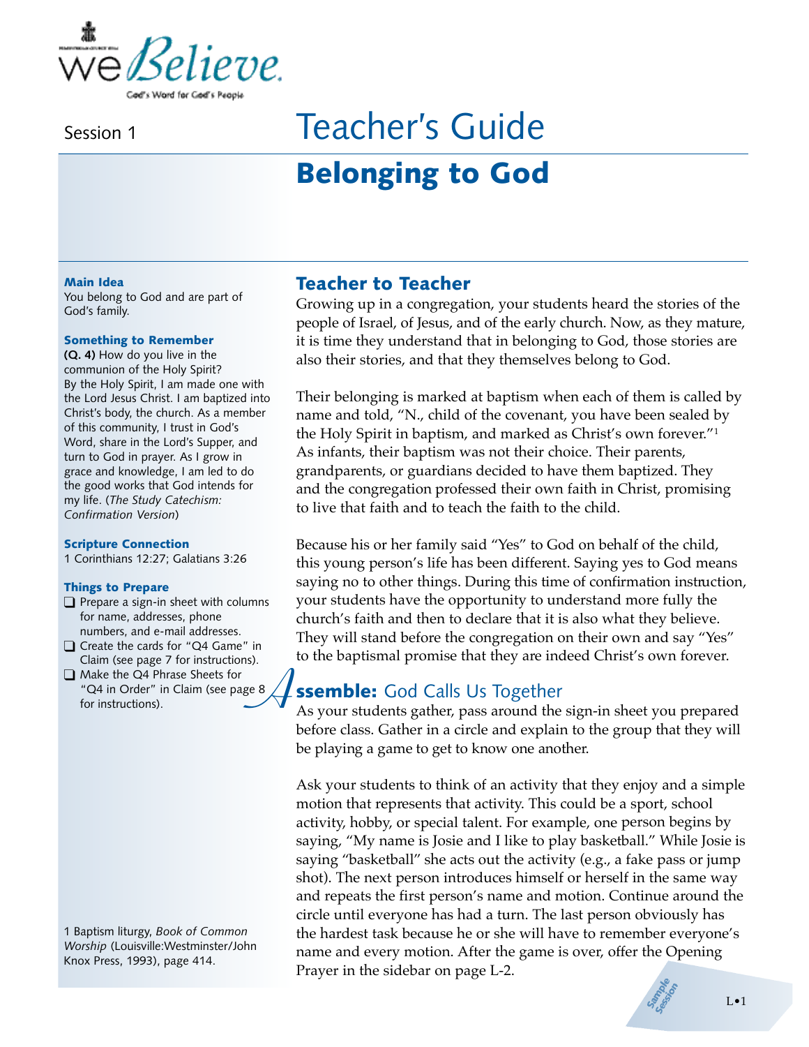Session 1

# Teacher's Guide

## Belonging to God

**Main Idea**
You belong to God and are part of God's family.

**Something to Remember**
**(Q. 4)** How do you live in the communion of the Holy Spirit?
By the Holy Spirit, I am made one with the Lord Jesus Christ. I am baptized into Christ's body, the church. As a member of this community, I trust in God's Word, share in the Lord's Supper, and turn to God in prayer. As I grow in grace and knowledge, I am led to do the good works that God intends for my life. (*The Study Catechism: Confirmation Version*)

**Scripture Connection**
1 Corinthians 12:27; Galatians 3:26

**Things to Prepare**
- ❑ Prepare a sign-in sheet with columns for name, addresses, phone numbers, and e-mail addresses.
- ❑ Create the cards for "Q4 Game" in Claim (see page 7 for instructions).
- ❑ Make the Q4 Phrase Sheets for "Q4 in Order" in Claim (see page 8 for instructions).

## Teacher to Teacher

Growing up in a congregation, your students heard the stories of the people of Israel, of Jesus, and of the early church. Now, as they mature, it is time they understand that in belonging to God, those stories are also their stories, and that they themselves belong to God.

Their belonging is marked at baptism when each of them is called by name and told, "N., child of the covenant, you have been sealed by the Holy Spirit in baptism, and marked as Christ's own forever."[1] As infants, their baptism was not their choice. Their parents, grandparents, or guardians decided to have them baptized. They and the congregation professed their own faith in Christ, promising to live that faith and to teach the faith to the child.

Because his or her family said "Yes" to God on behalf of the child, this young person's life has been different. Saying yes to God means saying no to other things. During this time of confirmation instruction, your students have the opportunity to understand more fully the church's faith and then to declare that it is also what they believe. They will stand before the congregation on their own and say "Yes" to the baptismal promise that they are indeed Christ's own forever.

## Assemble: God Calls Us Together

As your students gather, pass around the sign-in sheet you prepared before class. Gather in a circle and explain to the group that they will be playing a game to get to know one another.

Ask your students to think of an activity that they enjoy and a simple motion that represents that activity. This could be a sport, school activity, hobby, or special talent. For example, one person begins by saying, "My name is Josie and I like to play basketball." While Josie is saying "basketball" she acts out the activity (e.g., a fake pass or jump shot). The next person introduces himself or herself in the same way and repeats the first person's name and motion. Continue around the circle until everyone has had a turn. The last person obviously has the hardest task because he or she will have to remember everyone's name and every motion. After the game is over, offer the Opening Prayer in the sidebar on page L-2.

1 Baptism liturgy, *Book of Common Worship* (Louisville:Westminster/John Knox Press, 1993), page 414.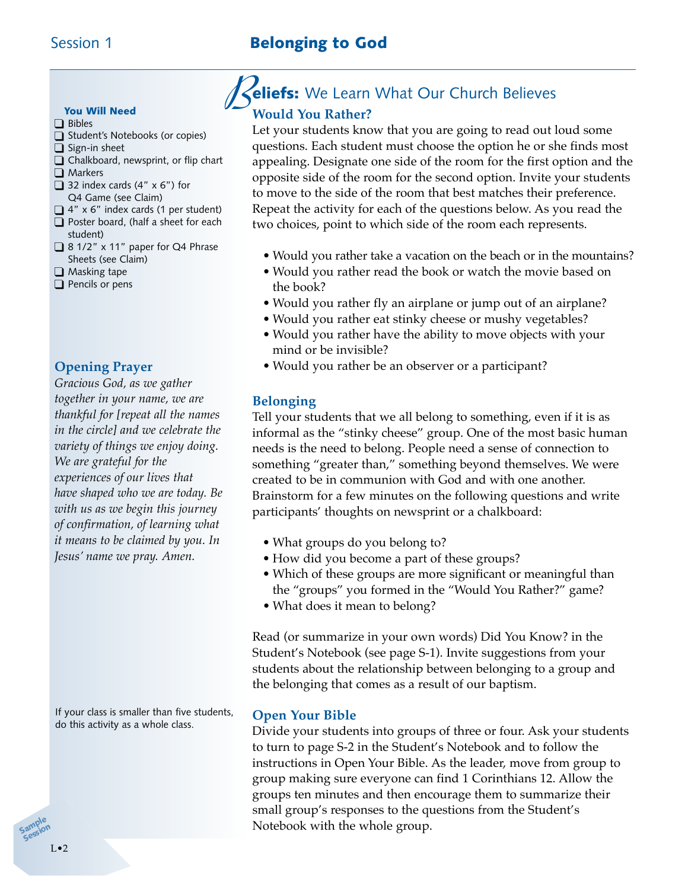# Session 1 — Belonging to God

### You Will Need

- ❑ Bibles
- ❑ Student's Notebooks (or copies)
- ❑ Sign-in sheet
- ❑ Chalkboard, newsprint, or flip chart
- ❑ Markers
- ❑ 32 index cards (4" x 6") for Q4 Game (see Claim)
- ❑ 4" x 6" index cards (1 per student)
- ❑ Poster board, (half a sheet for each student)
- ❑ 8 1/2" x 11" paper for Q4 Phrase Sheets (see Claim)
- ❑ Masking tape
- ❑ Pencils or pens

### Opening Prayer

*Gracious God, as we gather together in your name, we are thankful for [repeat all the names in the circle] and we celebrate the variety of things we enjoy doing. We are grateful for the experiences of our lives that have shaped who we are today. Be with us as we begin this journey of confirmation, of learning what it means to be claimed by you. In Jesus' name we pray. Amen.*

## Beliefs: We Learn What Our Church Believes

### Would You Rather?

Let your students know that you are going to read out loud some questions. Each student must choose the option he or she finds most appealing. Designate one side of the room for the first option and the opposite side of the room for the second option. Invite your students to move to the side of the room that best matches their preference. Repeat the activity for each of the questions below. As you read the two choices, point to which side of the room each represents.

- Would you rather take a vacation on the beach or in the mountains?
- Would you rather read the book or watch the movie based on the book?
- Would you rather fly an airplane or jump out of an airplane?
- Would you rather eat stinky cheese or mushy vegetables?
- Would you rather have the ability to move objects with your mind or be invisible?
- Would you rather be an observer or a participant?

### Belonging

Tell your students that we all belong to something, even if it is as informal as the "stinky cheese" group. One of the most basic human needs is the need to belong. People need a sense of connection to something "greater than," something beyond themselves. We were created to be in communion with God and with one another. Brainstorm for a few minutes on the following questions and write participants' thoughts on newsprint or a chalkboard:

- What groups do you belong to?
- How did you become a part of these groups?
- Which of these groups are more significant or meaningful than the "groups" you formed in the "Would You Rather?" game?
- What does it mean to belong?

Read (or summarize in your own words) Did You Know? in the Student's Notebook (see page S-1). Invite suggestions from your students about the relationship between belonging to a group and the belonging that comes as a result of our baptism.

### Open Your Bible

Divide your students into groups of three or four. Ask your students to turn to page S-2 in the Student's Notebook and to follow the instructions in Open Your Bible. As the leader, move from group to group making sure everyone can find 1 Corinthians 12. Allow the groups ten minutes and then encourage them to summarize their small group's responses to the questions from the Student's Notebook with the whole group.

If your class is smaller than five students, do this activity as a whole class.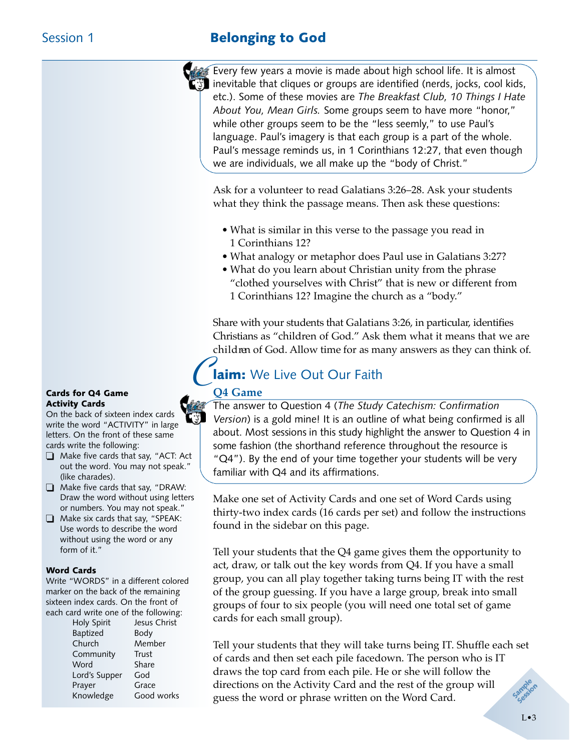## Session 1 — Belonging to God

Every few years a movie is made about high school life. It is almost inevitable that cliques or groups are identified (nerds, jocks, cool kids, etc.). Some of these movies are *The Breakfast Club*, *10 Things I Hate About You*, *Mean Girls*. Some groups seem to have more "honor," while other groups seem to be the "less seemly," to use Paul's language. Paul's imagery is that each group is a part of the whole. Paul's message reminds us, in 1 Corinthians 12:27, that even though we are individuals, we all make up the "body of Christ."

Ask for a volunteer to read Galatians 3:26–28. Ask your students what they think the passage means. Then ask these questions:

- What is similar in this verse to the passage you read in 1 Corinthians 12?
- What analogy or metaphor does Paul use in Galatians 3:27?
- What do you learn about Christian unity from the phrase "clothed yourselves with Christ" that is new or different from 1 Corinthians 12? Imagine the church as a "body."

Share with your students that Galatians 3:26, in particular, identifies Christians as "children of God." Ask them what it means that we are children of God. Allow time for as many answers as they can think of.

## Claim: We Live Out Our Faith

### Q4 Game

The answer to Question 4 (*The Study Catechism: Confirmation Version*) is a gold mine! It is an outline of what being confirmed is all about. Most sessions in this study highlight the answer to Question 4 in some fashion (the shorthand reference throughout the resource is "Q4"). By the end of your time together your students will be very familiar with Q4 and its affirmations.

Make one set of Activity Cards and one set of Word Cards using thirty-two index cards (16 cards per set) and follow the instructions found in the sidebar on this page.

Tell your students that the Q4 game gives them the opportunity to act, draw, or talk out the key words from Q4. If you have a small group, you can all play together taking turns being IT with the rest of the group guessing. If you have a large group, break into small groups of four to six people (you will need one total set of game cards for each small group).

Tell your students that they will take turns being IT. Shuffle each set of cards and then set each pile facedown. The person who is IT draws the top card from each pile. He or she will follow the directions on the Activity Card and the rest of the group will guess the word or phrase written on the Word Card.

**Cards for Q4 Game**
**Activity Cards**

On the back of sixteen index cards write the word "ACTIVITY" in large letters. On the front of these same cards write the following:

- [ ] Make five cards that say, "ACT: Act out the word. You may not speak." (like charades).
- [ ] Make five cards that say, "DRAW: Draw the word without using letters or numbers. You may not speak."
- [ ] Make six cards that say, "SPEAK: Use words to describe the word without using the word or any form of it."

**Word Cards**

Write "WORDS" in a different colored marker on the back of the remaining sixteen index cards. On the front of each card write one of the following:

| | |
|---|---|
| Holy Spirit | Jesus Christ |
| Baptized | Body |
| Church | Member |
| Community | Trust |
| Word | Share |
| Lord's Supper | God |
| Prayer | Grace |
| Knowledge | Good works |

Sample Session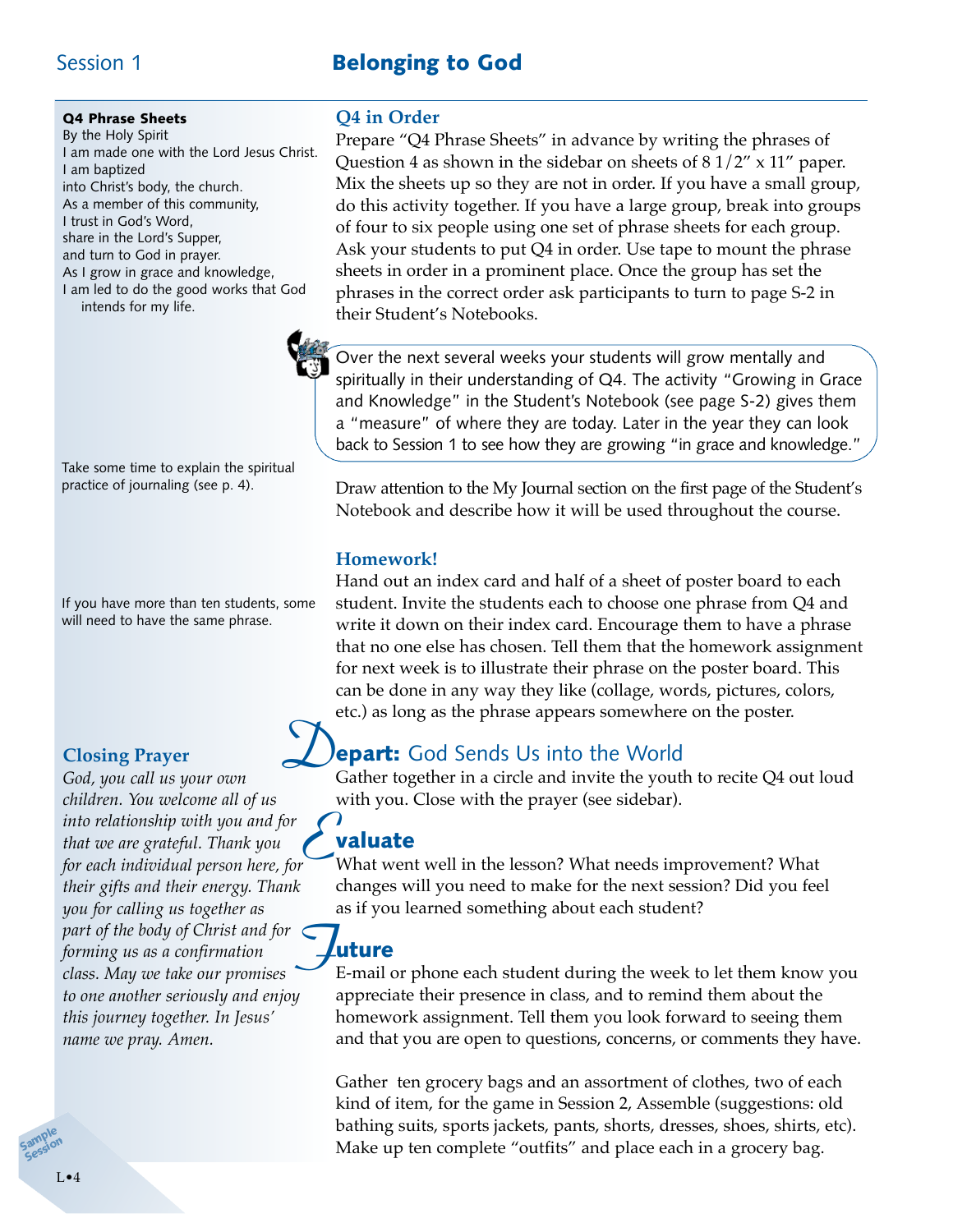## Session 1 — Belonging to God

### Q4 in Order

Prepare "Q4 Phrase Sheets" in advance by writing the phrases of Question 4 as shown in the sidebar on sheets of 8 1/2" x 11" paper. Mix the sheets up so they are not in order. If you have a small group, do this activity together. If you have a large group, break into groups of four to six people using one set of phrase sheets for each group. Ask your students to put Q4 in order. Use tape to mount the phrase sheets in order in a prominent place. Once the group has set the phrases in the correct order ask participants to turn to page S-2 in their Student's Notebooks.

**Q4 Phrase Sheets**

By the Holy Spirit
I am made one with the Lord Jesus Christ.
I am baptized
into Christ's body, the church.
As a member of this community,
I trust in God's Word,
share in the Lord's Supper,
and turn to God in prayer.
As I grow in grace and knowledge,
I am led to do the good works that God intends for my life.

> Over the next several weeks your students will grow mentally and spiritually in their understanding of Q4. The activity "Growing in Grace and Knowledge" in the Student's Notebook (see page S-2) gives them a "measure" of where they are today. Later in the year they can look back to Session 1 to see how they are growing "in grace and knowledge."

Draw attention to the My Journal section on the first page of the Student's Notebook and describe how it will be used throughout the course.

Take some time to explain the spiritual practice of journaling (see p. 4).

### Homework!

Hand out an index card and half of a sheet of poster board to each student. Invite the students each to choose one phrase from Q4 and write it down on their index card. Encourage them to have a phrase that no one else has chosen. Tell them that the homework assignment for next week is to illustrate their phrase on the poster board. This can be done in any way they like (collage, words, pictures, colors, etc.) as long as the phrase appears somewhere on the poster.

If you have more than ten students, some will need to have the same phrase.

## Depart: God Sends Us into the World

Gather together in a circle and invite the youth to recite Q4 out loud with you. Close with the prayer (see sidebar).

**Closing Prayer**

*God, you call us your own children. You welcome all of us into relationship with you and for that we are grateful. Thank you for each individual person here, for their gifts and their energy. Thank you for calling us together as part of the body of Christ and for forming us as a confirmation class. May we take our promises to one another seriously and enjoy this journey together. In Jesus' name we pray. Amen.*

## Evaluate

What went well in the lesson? What needs improvement? What changes will you need to make for the next session? Did you feel as if you learned something about each student?

## Future

E-mail or phone each student during the week to let them know you appreciate their presence in class, and to remind them about the homework assignment. Tell them you look forward to seeing them and that you are open to questions, concerns, or comments they have.

Gather ten grocery bags and an assortment of clothes, two of each kind of item, for the game in Session 2, Assemble (suggestions: old bathing suits, sports jackets, pants, shorts, dresses, shoes, shirts, etc). Make up ten complete "outfits" and place each in a grocery bag.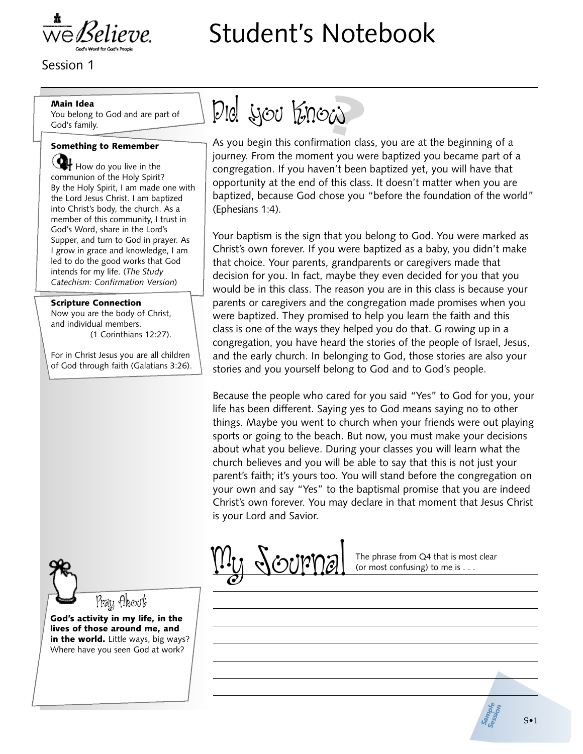weBelieve. God's Word for God's People

# Student's Notebook

Session 1

**Main Idea**
You belong to God and are part of God's family.

**Something to Remember**

How do you live in the communion of the Holy Spirit?
By the Holy Spirit, I am made one with the Lord Jesus Christ. I am baptized into Christ's body, the church. As a member of this community, I trust in God's Word, share in the Lord's Supper, and turn to God in prayer. As I grow in grace and knowledge, I am led to do the good works that God intends for my life. (*The Study Catechism: Confirmation Version*)

**Scripture Connection**
Now you are the body of Christ, and individual members. (1 Corinthians 12:27).

For in Christ Jesus you are all children of God through faith (Galatians 3:26).

## Did you Know?

As you begin this confirmation class, you are at the beginning of a journey. From the moment you were baptized you became part of a congregation. If you haven't been baptized yet, you will have that opportunity at the end of this class. It doesn't matter when you are baptized, because God chose you "before the foundation of the world" (Ephesians 1:4).

Your baptism is the sign that you belong to God. You were marked as Christ's own forever. If you were baptized as a baby, you didn't make that choice. Your parents, grandparents or caregivers made that decision for you. In fact, maybe they even decided for you that you would be in this class. The reason you are in this class is because your parents or caregivers and the congregation made promises when you were baptized. They promised to help you learn the faith and this class is one of the ways they helped you do that. G rowing up in a congregation, you have heard the stories of the people of Israel, Jesus, and the early church. In belonging to God, those stories are also your stories and you yourself belong to God and to God's people.

Because the people who cared for you said "Yes" to God for you, your life has been different. Saying yes to God means saying no to other things. Maybe you went to church when your friends were out playing sports or going to the beach. But now, you must make your decisions about what you believe. During your classes you will learn what the church believes and you will be able to say that this is not just your parent's faith; it's yours too. You will stand before the congregation on your own and say "Yes" to the baptismal promise that you are indeed Christ's own forever. You may declare in that moment that Jesus Christ is your Lord and Savior.

## Pray About

**God's activity in my life, in the lives of those around me, and in the world.** Little ways, big ways? Where have you seen God at work?

## My Journal

The phrase from Q4 that is most clear (or most confusing) to me is . . .

Sample Session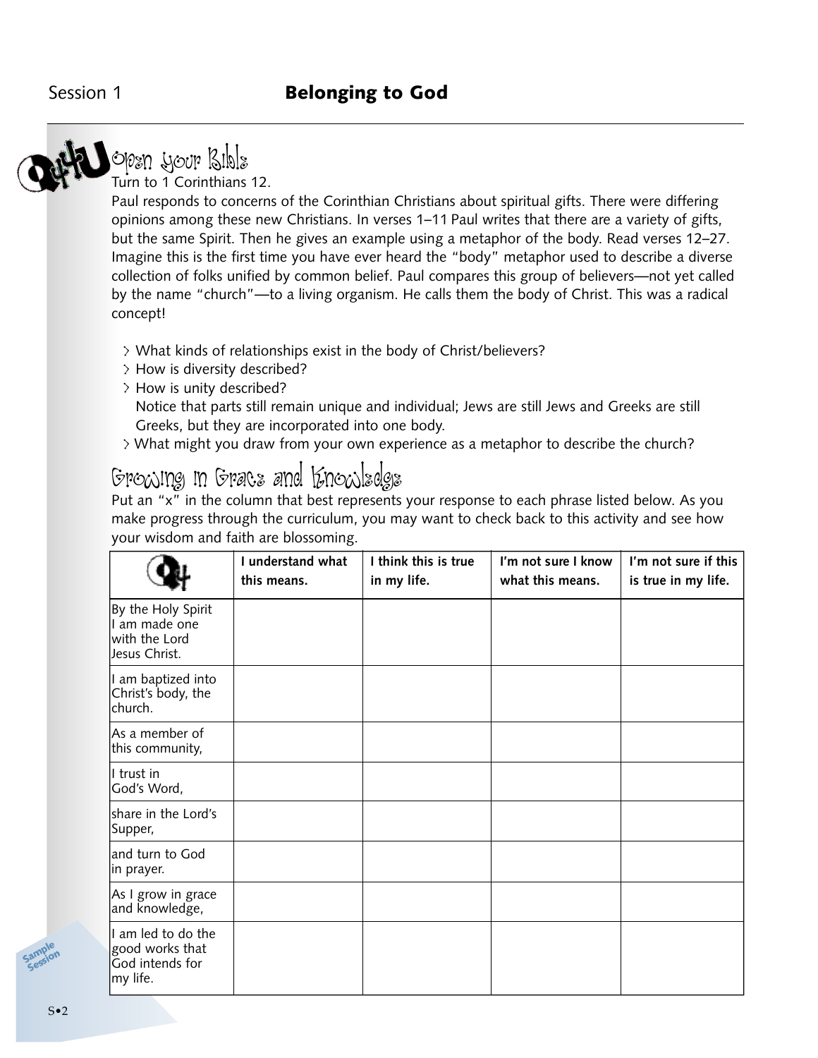Session 1 **Belonging to God**

## Open your Bible

Turn to 1 Corinthians 12.

Paul responds to concerns of the Corinthian Christians about spiritual gifts. There were differing opinions among these new Christians. In verses 1–11 Paul writes that there are a variety of gifts, but the same Spirit. Then he gives an example using a metaphor of the body. Read verses 12–27. Imagine this is the first time you have ever heard the "body" metaphor used to describe a diverse collection of folks unified by common belief. Paul compares this group of believers—not yet called by the name "church"—to a living organism. He calls them the body of Christ. This was a radical concept!

- What kinds of relationships exist in the body of Christ/believers?
- How is diversity described?
- How is unity described?
  Notice that parts still remain unique and individual; Jews are still Jews and Greeks are still Greeks, but they are incorporated into one body.
- What might you draw from your own experience as a metaphor to describe the church?

## Growing in Grace and Knowledge

Put an "x" in the column that best represents your response to each phrase listed below. As you make progress through the curriculum, you may want to check back to this activity and see how your wisdom and faith are blossoming.

| | I understand what this means. | I think this is true in my life. | I'm not sure I know what this means. | I'm not sure if this is true in my life. |
|---|---|---|---|---|
| By the Holy Spirit I am made one with the Lord Jesus Christ. | | | | |
| I am baptized into Christ's body, the church. | | | | |
| As a member of this community, | | | | |
| I trust in God's Word, | | | | |
| share in the Lord's Supper, | | | | |
| and turn to God in prayer. | | | | |
| As I grow in grace and knowledge, | | | | |
| I am led to do the good works that God intends for my life. | | | | |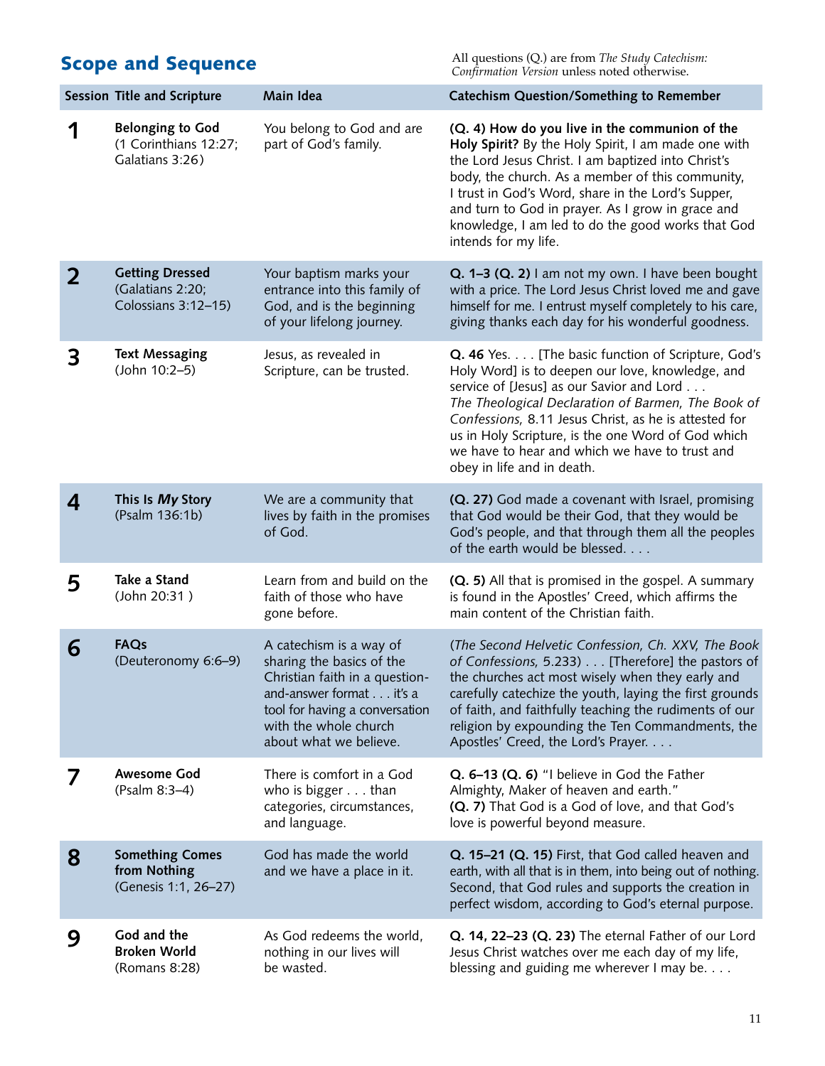## Scope and Sequence

All questions (Q.) are from *The Study Catechism: Confirmation Version* unless noted otherwise.

| Session | Title and Scripture | Main Idea | Catechism Question/Something to Remember |
|---|---|---|---|
| **1** | **Belonging to God** (1 Corinthians 12:27; Galatians 3:26) | You belong to God and are part of God's family. | **(Q. 4) How do you live in the communion of the Holy Spirit?** By the Holy Spirit, I am made one with the Lord Jesus Christ. I am baptized into Christ's body, the church. As a member of this community, I trust in God's Word, share in the Lord's Supper, and turn to God in prayer. As I grow in grace and knowledge, I am led to do the good works that God intends for my life. |
| **2** | **Getting Dressed** (Galatians 2:20; Colossians 3:12–15) | Your baptism marks your entrance into this family of God, and is the beginning of your lifelong journey. | **Q. 1–3 (Q. 2)** I am not my own. I have been bought with a price. The Lord Jesus Christ loved me and gave himself for me. I entrust myself completely to his care, giving thanks each day for his wonderful goodness. |
| **3** | **Text Messaging** (John 10:2–5) | Jesus, as revealed in Scripture, can be trusted. | **Q. 46** Yes. . . . [The basic function of Scripture, God's Holy Word] is to deepen our love, knowledge, and service of [Jesus] as our Savior and Lord . . . *The Theological Declaration of Barmen, The Book of Confessions,* 8.11 Jesus Christ, as he is attested for us in Holy Scripture, is the one Word of God which we have to hear and which we have to trust and obey in life and in death. |
| **4** | **This Is *My* Story** (Psalm 136:1b) | We are a community that lives by faith in the promises of God. | **(Q. 27)** God made a covenant with Israel, promising that God would be their God, that they would be God's people, and that through them all the peoples of the earth would be blessed. . . . |
| **5** | **Take a Stand** (John 20:31 ) | Learn from and build on the faith of those who have gone before. | **(Q. 5)** All that is promised in the gospel. A summary is found in the Apostles' Creed, which affirms the main content of the Christian faith. |
| **6** | **FAQs** (Deuteronomy 6:6–9) | A catechism is a way of sharing the basics of the Christian faith in a question-and-answer format . . . it's a tool for having a conversation with the whole church about what we believe. | (*The Second Helvetic Confession, Ch. XXV, The Book of Confessions,* 5.233) . . . [Therefore] the pastors of the churches act most wisely when they early and carefully catechize the youth, laying the first grounds of faith, and faithfully teaching the rudiments of our religion by expounding the Ten Commandments, the Apostles' Creed, the Lord's Prayer. . . . |
| **7** | **Awesome God** (Psalm 8:3–4) | There is comfort in a God who is bigger . . . than categories, circumstances, and language. | **Q. 6–13 (Q. 6)** "I believe in God the Father Almighty, Maker of heaven and earth." **(Q. 7)** That God is a God of love, and that God's love is powerful beyond measure. |
| **8** | **Something Comes from Nothing** (Genesis 1:1, 26–27) | God has made the world and we have a place in it. | **Q. 15–21 (Q. 15)** First, that God called heaven and earth, with all that is in them, into being out of nothing. Second, that God rules and supports the creation in perfect wisdom, according to God's eternal purpose. |
| **9** | **God and the Broken World** (Romans 8:28) | As God redeems the world, nothing in our lives will be wasted. | **Q. 14, 22–23 (Q. 23)** The eternal Father of our Lord Jesus Christ watches over me each day of my life, blessing and guiding me wherever I may be. . . . |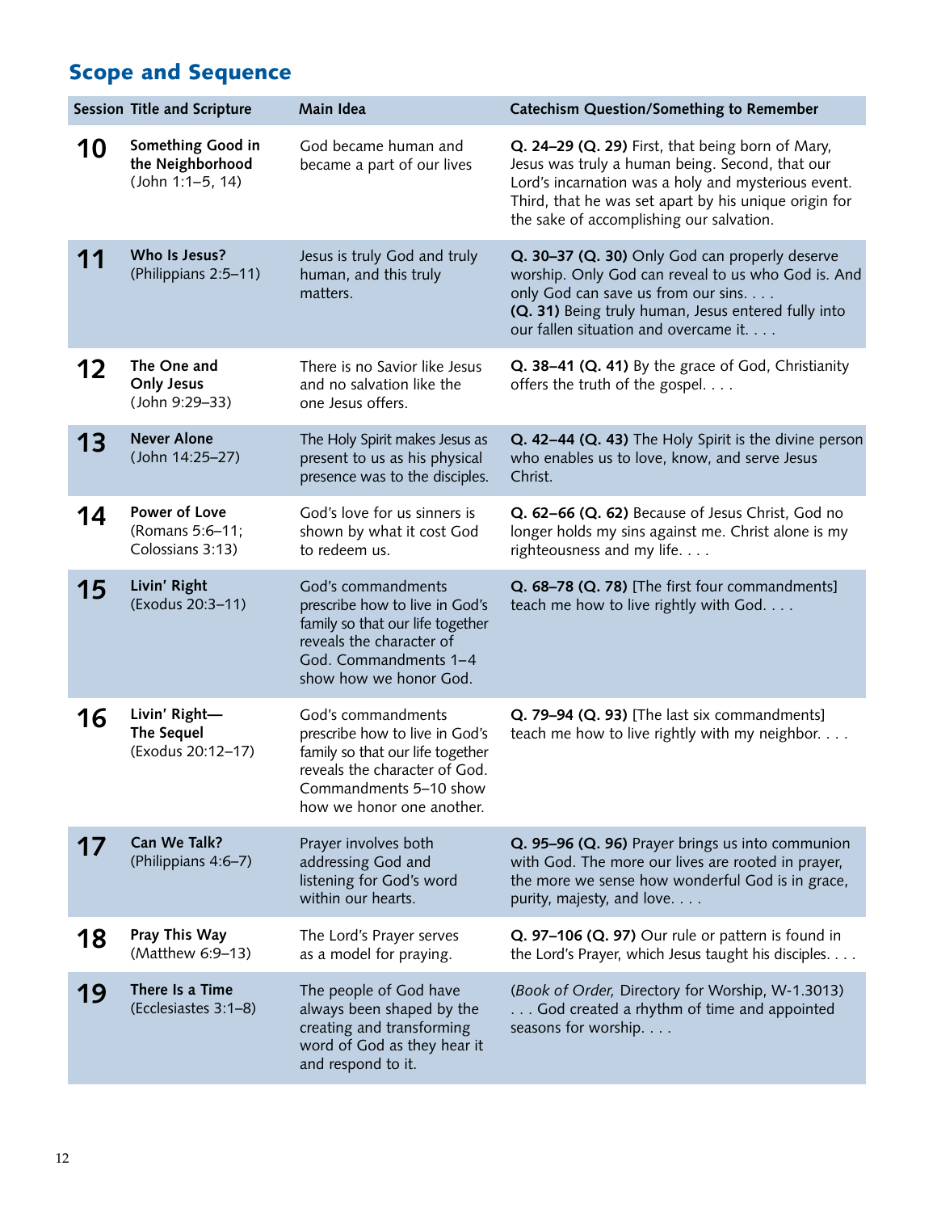## Scope and Sequence

| Session | Title and Scripture | Main Idea | Catechism Question/Something to Remember |
|---|---|---|---|
| **10** | **Something Good in the Neighborhood** (John 1:1–5, 14) | God became human and became a part of our lives | **Q. 24–29 (Q. 29)** First, that being born of Mary, Jesus was truly a human being. Second, that our Lord's incarnation was a holy and mysterious event. Third, that he was set apart by his unique origin for the sake of accomplishing our salvation. |
| **11** | **Who Is Jesus?** (Philippians 2:5–11) | Jesus is truly God and truly human, and this truly matters. | **Q. 30–37 (Q. 30)** Only God can properly deserve worship. Only God can reveal to us who God is. And only God can save us from our sins. . . . **(Q. 31)** Being truly human, Jesus entered fully into our fallen situation and overcame it. . . . |
| **12** | **The One and Only Jesus** (John 9:29–33) | There is no Savior like Jesus and no salvation like the one Jesus offers. | **Q. 38–41 (Q. 41)** By the grace of God, Christianity offers the truth of the gospel. . . . |
| **13** | **Never Alone** (John 14:25–27) | The Holy Spirit makes Jesus as present to us as his physical presence was to the disciples. | **Q. 42–44 (Q. 43)** The Holy Spirit is the divine person who enables us to love, know, and serve Jesus Christ. |
| **14** | **Power of Love** (Romans 5:6–11; Colossians 3:13) | God's love for us sinners is shown by what it cost God to redeem us. | **Q. 62–66 (Q. 62)** Because of Jesus Christ, God no longer holds my sins against me. Christ alone is my righteousness and my life. . . . |
| **15** | **Livin' Right** (Exodus 20:3–11) | God's commandments prescribe how to live in God's family so that our life together reveals the character of God. Commandments 1–4 show how we honor God. | **Q. 68–78 (Q. 78)** [The first four commandments] teach me how to live rightly with God. . . . |
| **16** | **Livin' Right— The Sequel** (Exodus 20:12–17) | God's commandments prescribe how to live in God's family so that our life together reveals the character of God. Commandments 5–10 show how we honor one another. | **Q. 79–94 (Q. 93)** [The last six commandments] teach me how to live rightly with my neighbor. . . . |
| **17** | **Can We Talk?** (Philippians 4:6–7) | Prayer involves both addressing God and listening for God's word within our hearts. | **Q. 95–96 (Q. 96)** Prayer brings us into communion with God. The more our lives are rooted in prayer, the more we sense how wonderful God is in grace, purity, majesty, and love. . . . |
| **18** | **Pray This Way** (Matthew 6:9–13) | The Lord's Prayer serves as a model for praying. | **Q. 97–106 (Q. 97)** Our rule or pattern is found in the Lord's Prayer, which Jesus taught his disciples. . . . |
| **19** | **There Is a Time** (Ecclesiastes 3:1–8) | The people of God have always been shaped by the creating and transforming word of God as they hear it and respond to it. | (*Book of Order,* Directory for Worship, W-1.3013) . . . God created a rhythm of time and appointed seasons for worship. . . . |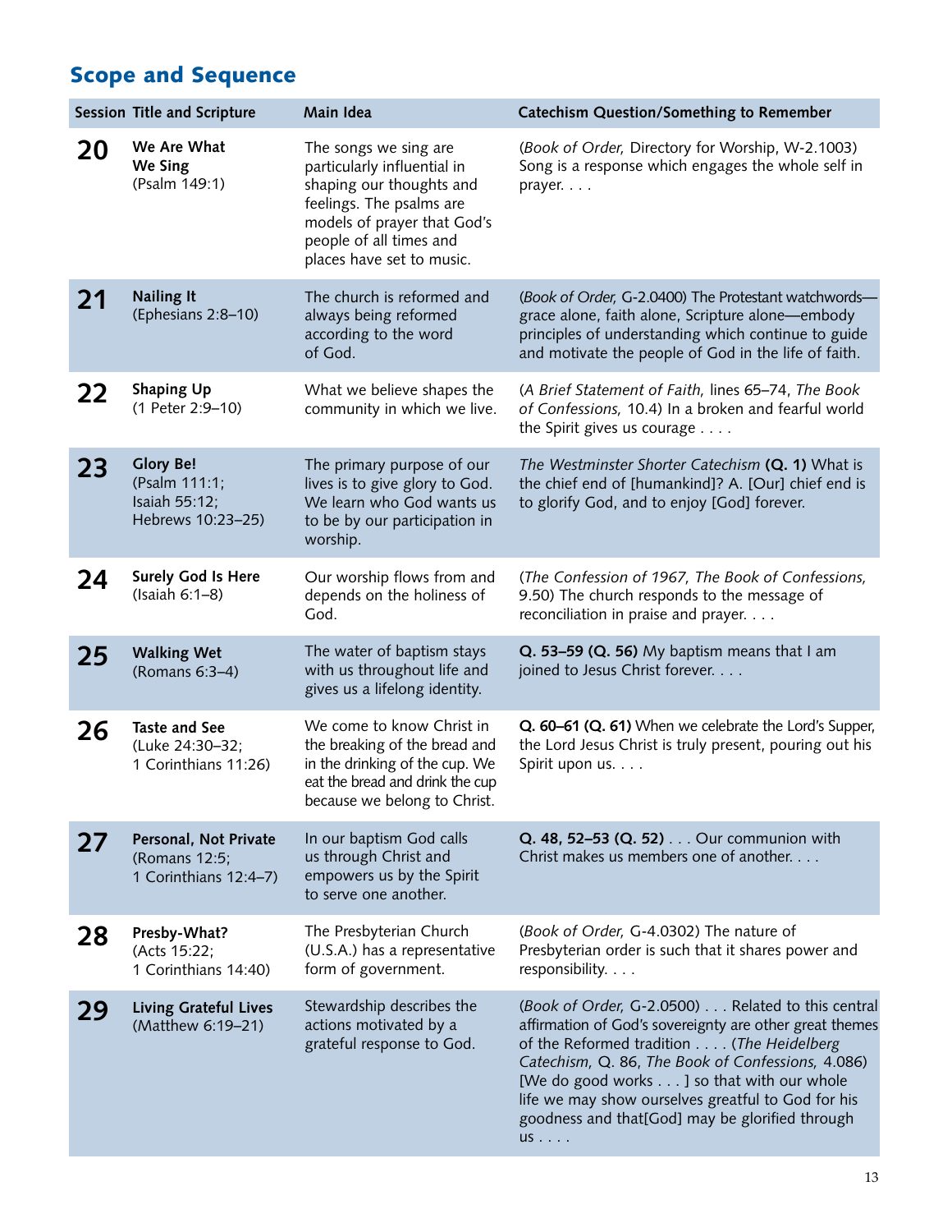## Scope and Sequence

| Session | Title and Scripture | Main Idea | Catechism Question/Something to Remember |
|---|---|---|---|
| **20** | **We Are What We Sing** (Psalm 149:1) | The songs we sing are particularly influential in shaping our thoughts and feelings. The psalms are models of prayer that God's people of all times and places have set to music. | (*Book of Order,* Directory for Worship, W-2.1003) Song is a response which engages the whole self in prayer. . . . |
| **21** | **Nailing It** (Ephesians 2:8–10) | The church is reformed and always being reformed according to the word of God. | (*Book of Order,* G-2.0400) The Protestant watchwords—grace alone, faith alone, Scripture alone—embody principles of understanding which continue to guide and motivate the people of God in the life of faith. |
| **22** | **Shaping Up** (1 Peter 2:9–10) | What we believe shapes the community in which we live. | (*A Brief Statement of Faith,* lines 65–74, *The Book of Confessions,* 10.4) In a broken and fearful world the Spirit gives us courage . . . . |
| **23** | **Glory Be!** (Psalm 111:1; Isaiah 55:12; Hebrews 10:23–25) | The primary purpose of our lives is to give glory to God. We learn who God wants us to be by our participation in worship. | *The Westminster Shorter Catechism* **(Q. 1)** What is the chief end of [humankind]? A. [Our] chief end is to glorify God, and to enjoy [God] forever. |
| **24** | **Surely God Is Here** (Isaiah 6:1–8) | Our worship flows from and depends on the holiness of God. | (*The Confession of 1967, The Book of Confessions,* 9.50) The church responds to the message of reconciliation in praise and prayer. . . . |
| **25** | **Walking Wet** (Romans 6:3–4) | The water of baptism stays with us throughout life and gives us a lifelong identity. | **Q. 53–59 (Q. 56)** My baptism means that I am joined to Jesus Christ forever. . . . |
| **26** | **Taste and See** (Luke 24:30–32; 1 Corinthians 11:26) | We come to know Christ in the breaking of the bread and in the drinking of the cup. We eat the bread and drink the cup because we belong to Christ. | **Q. 60–61 (Q. 61)** When we celebrate the Lord's Supper, the Lord Jesus Christ is truly present, pouring out his Spirit upon us. . . . |
| **27** | **Personal, Not Private** (Romans 12:5; 1 Corinthians 12:4–7) | In our baptism God calls us through Christ and empowers us by the Spirit to serve one another. | **Q. 48, 52–53 (Q. 52)** . . . Our communion with Christ makes us members one of another. . . . |
| **28** | **Presby-What?** (Acts 15:22; 1 Corinthians 14:40) | The Presbyterian Church (U.S.A.) has a representative form of government. | (*Book of Order,* G-4.0302) The nature of Presbyterian order is such that it shares power and responsibility. . . . |
| **29** | **Living Grateful Lives** (Matthew 6:19–21) | Stewardship describes the actions motivated by a grateful response to God. | (*Book of Order,* G-2.0500) . . . Related to this central affirmation of God's sovereignty are other great themes of the Reformed tradition . . . . (*The Heidelberg Catechism,* Q. 86, *The Book of Confessions,* 4.086) [We do good works . . . ] so that with our whole life we may show ourselves greatful to God for his goodness and that[God] may be glorified through us . . . . |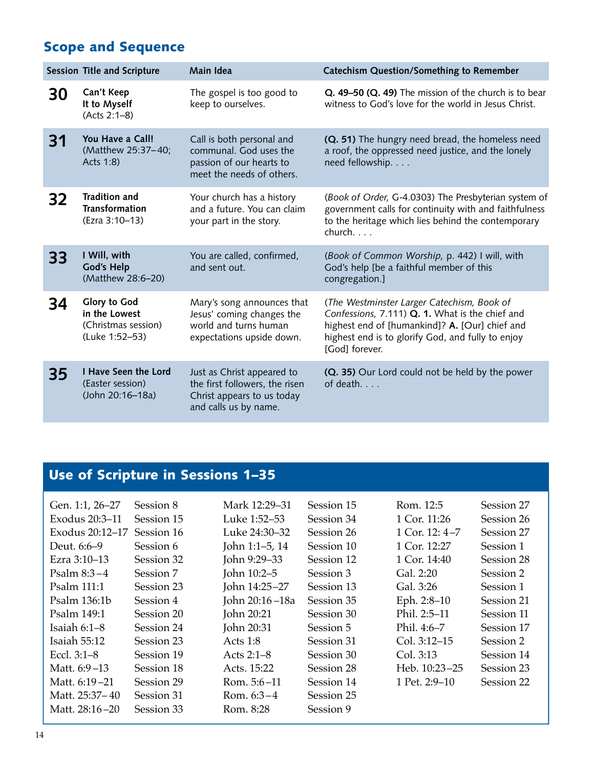## Scope and Sequence

| Session | Title and Scripture | Main Idea | Catechism Question/Something to Remember |
|---|---|---|---|
| **30** | **Can't Keep It to Myself** (Acts 2:1–8) | The gospel is too good to keep to ourselves. | **Q. 49–50 (Q. 49)** The mission of the church is to bear witness to God's love for the world in Jesus Christ. |
| **31** | **You Have a Call!** (Matthew 25:37–40; Acts 1:8) | Call is both personal and communal. God uses the passion of our hearts to meet the needs of others. | **(Q. 51)** The hungry need bread, the homeless need a roof, the oppressed need justice, and the lonely need fellowship. . . . |
| **32** | **Tradition and Transformation** (Ezra 3:10–13) | Your church has a history and a future. You can claim your part in the story. | (*Book of Order,* G-4.0303) The Presbyterian system of government calls for continuity with and faithfulness to the heritage which lies behind the contemporary church. . . . |
| **33** | **I Will, with God's Help** (Matthew 28:6–20) | You are called, confirmed, and sent out. | (*Book of Common Worship,* p. 442) I will, with God's help [be a faithful member of this congregation.] |
| **34** | **Glory to God in the Lowest** (Christmas session) (Luke 1:52–53) | Mary's song announces that Jesus' coming changes the world and turns human expectations upside down. | (*The Westminster Larger Catechism, Book of Confessions,* 7.111) **Q. 1.** What is the chief and highest end of [humankind]? **A.** [Our] chief and highest end is to glorify God, and fully to enjoy [God] forever. |
| **35** | **I Have Seen the Lord** (Easter session) (John 20:16–18a) | Just as Christ appeared to the first followers, the risen Christ appears to us today and calls us by name. | **(Q. 35)** Our Lord could not be held by the power of death. . . . |

## Use of Scripture in Sessions 1–35

| Scripture | Session | Scripture | Session | Scripture | Session |
|---|---|---|---|---|---|
| Gen. 1:1, 26–27 | Session 8 | Mark 12:29–31 | Session 15 | Rom. 12:5 | Session 27 |
| Exodus 20:3–11 | Session 15 | Luke 1:52–53 | Session 34 | 1 Cor. 11:26 | Session 26 |
| Exodus 20:12–17 | Session 16 | Luke 24:30–32 | Session 26 | 1 Cor. 12: 4–7 | Session 27 |
| Deut. 6:6–9 | Session 6 | John 1:1–5, 14 | Session 10 | 1 Cor. 12:27 | Session 1 |
| Ezra 3:10–13 | Session 32 | John 9:29–33 | Session 12 | 1 Cor. 14:40 | Session 28 |
| Psalm 8:3–4 | Session 7 | John 10:2–5 | Session 3 | Gal. 2:20 | Session 2 |
| Psalm 111:1 | Session 23 | John 14:25–27 | Session 13 | Gal. 3:26 | Session 1 |
| Psalm 136:1b | Session 4 | John 20:16–18a | Session 35 | Eph. 2:8–10 | Session 21 |
| Psalm 149:1 | Session 20 | John 20:21 | Session 30 | Phil. 2:5–11 | Session 11 |
| Isaiah 6:1–8 | Session 24 | John 20:31 | Session 5 | Phil. 4:6–7 | Session 17 |
| Isaiah 55:12 | Session 23 | Acts 1:8 | Session 31 | Col. 3:12–15 | Session 2 |
| Eccl. 3:1–8 | Session 19 | Acts 2:1–8 | Session 30 | Col. 3:13 | Session 14 |
| Matt. 6:9–13 | Session 18 | Acts. 15:22 | Session 28 | Heb. 10:23–25 | Session 23 |
| Matt. 6:19–21 | Session 29 | Rom. 5:6–11 | Session 14 | 1 Pet. 2:9–10 | Session 22 |
| Matt. 25:37–40 | Session 31 | Rom. 6:3–4 | Session 25 | | |
| Matt. 28:16–20 | Session 33 | Rom. 8:28 | Session 9 | | |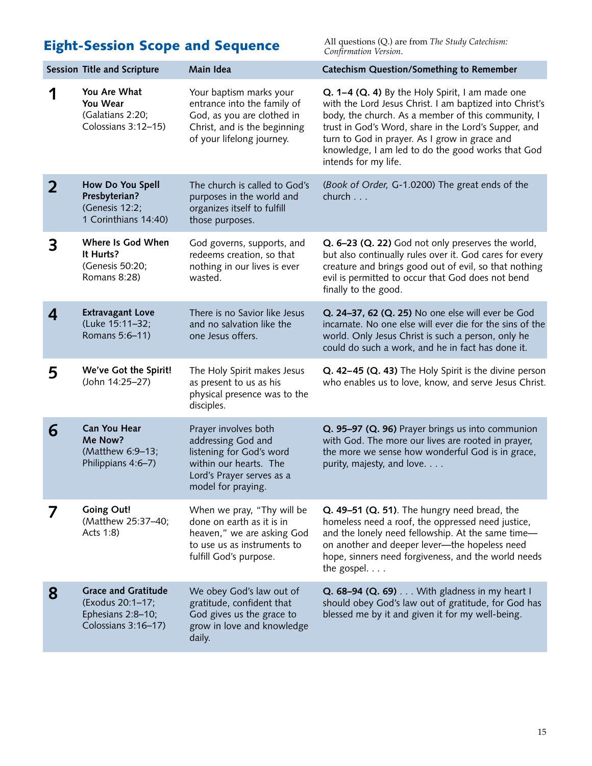## Eight-Session Scope and Sequence

All questions (Q.) are from *The Study Catechism: Confirmation Version*.

| Session | Title and Scripture | Main Idea | Catechism Question/Something to Remember |
|---|---|---|---|
| 1 | **You Are What You Wear** (Galatians 2:20; Colossians 3:12–15) | Your baptism marks your entrance into the family of God, as you are clothed in Christ, and is the beginning of your lifelong journey. | **Q. 1–4 (Q. 4)** By the Holy Spirit, I am made one with the Lord Jesus Christ. I am baptized into Christ's body, the church. As a member of this community, I trust in God's Word, share in the Lord's Supper, and turn to God in prayer. As I grow in grace and knowledge, I am led to do the good works that God intends for my life. |
| 2 | **How Do You Spell Presbyterian?** (Genesis 12:2; 1 Corinthians 14:40) | The church is called to God's purposes in the world and organizes itself to fulfill those purposes. | (*Book of Order,* G-1.0200) The great ends of the church . . . |
| 3 | **Where Is God When It Hurts?** (Genesis 50:20; Romans 8:28) | God governs, supports, and redeems creation, so that nothing in our lives is ever wasted. | **Q. 6–23 (Q. 22)** God not only preserves the world, but also continually rules over it. God cares for every creature and brings good out of evil, so that nothing evil is permitted to occur that God does not bend finally to the good. |
| 4 | **Extravagant Love** (Luke 15:11–32; Romans 5:6–11) | There is no Savior like Jesus and no salvation like the one Jesus offers. | **Q. 24–37, 62 (Q. 25)** No one else will ever be God incarnate. No one else will ever die for the sins of the world. Only Jesus Christ is such a person, only he could do such a work, and he in fact has done it. |
| 5 | **We've Got the Spirit!** (John 14:25–27) | The Holy Spirit makes Jesus as present to us as his physical presence was to the disciples. | **Q. 42–45 (Q. 43)** The Holy Spirit is the divine person who enables us to love, know, and serve Jesus Christ. |
| 6 | **Can You Hear Me Now?** (Matthew 6:9–13; Philippians 4:6–7) | Prayer involves both addressing God and listening for God's word within our hearts. The Lord's Prayer serves as a model for praying. | **Q. 95–97 (Q. 96)** Prayer brings us into communion with God. The more our lives are rooted in prayer, the more we sense how wonderful God is in grace, purity, majesty, and love. . . . |
| 7 | **Going Out!** (Matthew 25:37–40; Acts 1:8) | When we pray, "Thy will be done on earth as it is in heaven," we are asking God to use us as instruments to fulfill God's purpose. | **Q. 49–51 (Q. 51)**. The hungry need bread, the homeless need a roof, the oppressed need justice, and the lonely need fellowship. At the same time—on another and deeper lever—the hopeless need hope, sinners need forgiveness, and the world needs the gospel. . . . |
| 8 | **Grace and Gratitude** (Exodus 20:1–17; Ephesians 2:8–10; Colossians 3:16–17) | We obey God's law out of gratitude, confident that God gives us the grace to grow in love and knowledge daily. | **Q. 68–94 (Q. 69)** . . . With gladness in my heart I should obey God's law out of gratitude, for God has blessed me by it and given it for my well-being. |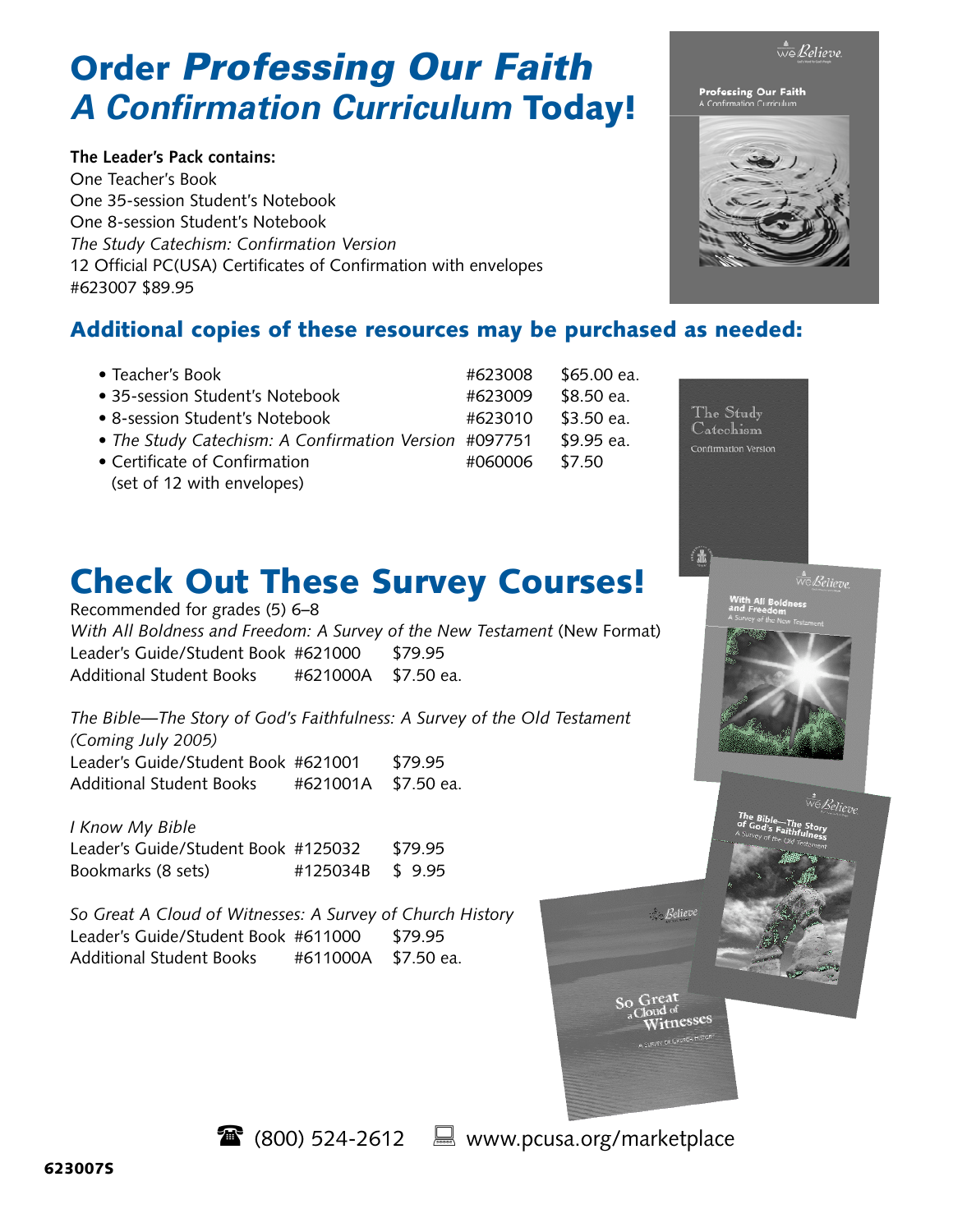# Order *Professing Our Faith* *A Confirmation Curriculum* Today!

**The Leader's Pack contains:**
One Teacher's Book
One 35-session Student's Notebook
One 8-session Student's Notebook
*The Study Catechism: Confirmation Version*
12 Official PC(USA) Certificates of Confirmation with envelopes
#623007 $89.95

## Additional copies of these resources may be purchased as needed:

| | | |
|---|---|---|
| • Teacher's Book | #623008 | $65.00 ea. |
| • 35-session Student's Notebook | #623009 | $8.50 ea. |
| • 8-session Student's Notebook | #623010 | $3.50 ea. |
| • *The Study Catechism: A Confirmation Version* | #097751 | $9.95 ea. |
| • Certificate of Confirmation (set of 12 with envelopes) | #060006 | $7.50 |

# Check Out These Survey Courses!

Recommended for grades (5) 6–8

*With All Boldness and Freedom: A Survey of the New Testament* (New Format)

| | | |
|---|---|---|
| Leader's Guide/Student Book | #621000 | $79.95 |
| Additional Student Books | #621000A | $7.50 ea. |

*The Bible—The Story of God's Faithfulness: A Survey of the Old Testament (Coming July 2005)*

| | | |
|---|---|---|
| Leader's Guide/Student Book | #621001 | $79.95 |
| Additional Student Books | #621001A | $7.50 ea. |

*I Know My Bible*

| | | |
|---|---|---|
| Leader's Guide/Student Book | #125032 | $79.95 |
| Bookmarks (8 sets) | #125034B | $ 9.95 |

*So Great A Cloud of Witnesses: A Survey of Church History*

| | | |
|---|---|---|
| Leader's Guide/Student Book | #611000 | $79.95 |
| Additional Student Books | #611000A | $7.50 ea. |

(800) 524-2612 www.pcusa.org/marketplace

623007S